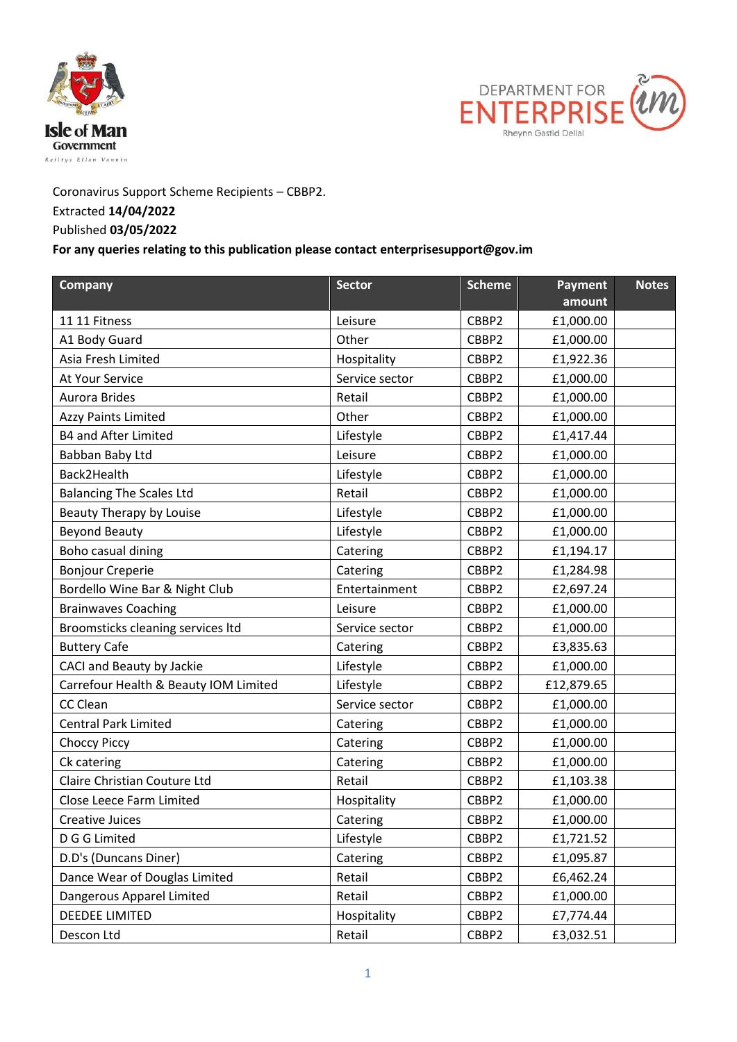Coronavirus Support Scheme Recipients – CBBP2.
Extracted **14/04/2022**
Published **03/05/2022**
**For any queries relating to this publication please contact enterprisesupport@gov.im**

| Company | Sector | Scheme | Payment amount | Notes |
|---|---|---|---|---|
| 11 11 Fitness | Leisure | CBBP2 | £1,000.00 | |
| A1 Body Guard | Other | CBBP2 | £1,000.00 | |
| Asia Fresh Limited | Hospitality | CBBP2 | £1,922.36 | |
| At Your Service | Service sector | CBBP2 | £1,000.00 | |
| Aurora Brides | Retail | CBBP2 | £1,000.00 | |
| Azzy Paints Limited | Other | CBBP2 | £1,000.00 | |
| B4 and After Limited | Lifestyle | CBBP2 | £1,417.44 | |
| Babban Baby Ltd | Leisure | CBBP2 | £1,000.00 | |
| Back2Health | Lifestyle | CBBP2 | £1,000.00 | |
| Balancing The Scales Ltd | Retail | CBBP2 | £1,000.00 | |
| Beauty Therapy by Louise | Lifestyle | CBBP2 | £1,000.00 | |
| Beyond Beauty | Lifestyle | CBBP2 | £1,000.00 | |
| Boho casual dining | Catering | CBBP2 | £1,194.17 | |
| Bonjour Creperie | Catering | CBBP2 | £1,284.98 | |
| Bordello Wine Bar & Night Club | Entertainment | CBBP2 | £2,697.24 | |
| Brainwaves Coaching | Leisure | CBBP2 | £1,000.00 | |
| Broomsticks cleaning services ltd | Service sector | CBBP2 | £1,000.00 | |
| Buttery Cafe | Catering | CBBP2 | £3,835.63 | |
| CACI and Beauty by Jackie | Lifestyle | CBBP2 | £1,000.00 | |
| Carrefour Health & Beauty IOM Limited | Lifestyle | CBBP2 | £12,879.65 | |
| CC Clean | Service sector | CBBP2 | £1,000.00 | |
| Central Park Limited | Catering | CBBP2 | £1,000.00 | |
| Choccy Piccy | Catering | CBBP2 | £1,000.00 | |
| Ck catering | Catering | CBBP2 | £1,000.00 | |
| Claire Christian Couture Ltd | Retail | CBBP2 | £1,103.38 | |
| Close Leece Farm Limited | Hospitality | CBBP2 | £1,000.00 | |
| Creative Juices | Catering | CBBP2 | £1,000.00 | |
| D G G Limited | Lifestyle | CBBP2 | £1,721.52 | |
| D.D's (Duncans Diner) | Catering | CBBP2 | £1,095.87 | |
| Dance Wear of Douglas Limited | Retail | CBBP2 | £6,462.24 | |
| Dangerous Apparel Limited | Retail | CBBP2 | £1,000.00 | |
| DEEDEE LIMITED | Hospitality | CBBP2 | £7,774.44 | |
| Descon Ltd | Retail | CBBP2 | £3,032.51 | |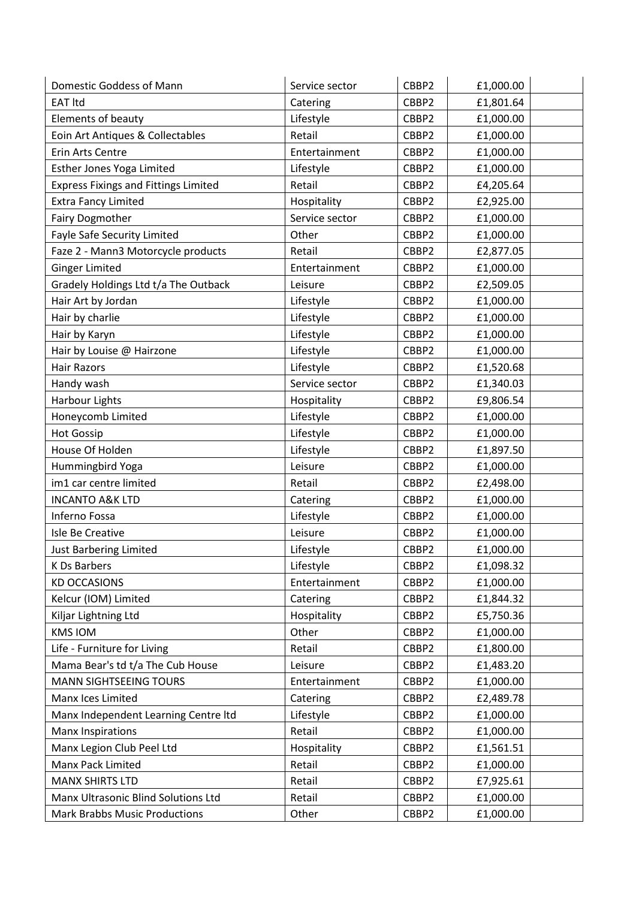| | | | | |
|---|---|---|---|---|
| Domestic Goddess of Mann | Service sector | CBBP2 | £1,000.00 | |
| EAT ltd | Catering | CBBP2 | £1,801.64 | |
| Elements of beauty | Lifestyle | CBBP2 | £1,000.00 | |
| Eoin Art Antiques & Collectables | Retail | CBBP2 | £1,000.00 | |
| Erin Arts Centre | Entertainment | CBBP2 | £1,000.00 | |
| Esther Jones Yoga Limited | Lifestyle | CBBP2 | £1,000.00 | |
| Express Fixings and Fittings Limited | Retail | CBBP2 | £4,205.64 | |
| Extra Fancy Limited | Hospitality | CBBP2 | £2,925.00 | |
| Fairy Dogmother | Service sector | CBBP2 | £1,000.00 | |
| Fayle Safe Security Limited | Other | CBBP2 | £1,000.00 | |
| Faze 2 - Mann3 Motorcycle products | Retail | CBBP2 | £2,877.05 | |
| Ginger Limited | Entertainment | CBBP2 | £1,000.00 | |
| Gradely Holdings Ltd t/a The Outback | Leisure | CBBP2 | £2,509.05 | |
| Hair Art by Jordan | Lifestyle | CBBP2 | £1,000.00 | |
| Hair by charlie | Lifestyle | CBBP2 | £1,000.00 | |
| Hair by Karyn | Lifestyle | CBBP2 | £1,000.00 | |
| Hair by Louise @ Hairzone | Lifestyle | CBBP2 | £1,000.00 | |
| Hair Razors | Lifestyle | CBBP2 | £1,520.68 | |
| Handy wash | Service sector | CBBP2 | £1,340.03 | |
| Harbour Lights | Hospitality | CBBP2 | £9,806.54 | |
| Honeycomb Limited | Lifestyle | CBBP2 | £1,000.00 | |
| Hot Gossip | Lifestyle | CBBP2 | £1,000.00 | |
| House Of Holden | Lifestyle | CBBP2 | £1,897.50 | |
| Hummingbird Yoga | Leisure | CBBP2 | £1,000.00 | |
| im1 car centre limited | Retail | CBBP2 | £2,498.00 | |
| INCANTO A&K LTD | Catering | CBBP2 | £1,000.00 | |
| Inferno Fossa | Lifestyle | CBBP2 | £1,000.00 | |
| Isle Be Creative | Leisure | CBBP2 | £1,000.00 | |
| Just Barbering Limited | Lifestyle | CBBP2 | £1,000.00 | |
| K Ds Barbers | Lifestyle | CBBP2 | £1,098.32 | |
| KD OCCASIONS | Entertainment | CBBP2 | £1,000.00 | |
| Kelcur (IOM) Limited | Catering | CBBP2 | £1,844.32 | |
| Kiljar Lightning Ltd | Hospitality | CBBP2 | £5,750.36 | |
| KMS IOM | Other | CBBP2 | £1,000.00 | |
| Life - Furniture for Living | Retail | CBBP2 | £1,800.00 | |
| Mama Bear's td t/a The Cub House | Leisure | CBBP2 | £1,483.20 | |
| MANN SIGHTSEEING TOURS | Entertainment | CBBP2 | £1,000.00 | |
| Manx Ices Limited | Catering | CBBP2 | £2,489.78 | |
| Manx Independent Learning Centre ltd | Lifestyle | CBBP2 | £1,000.00 | |
| Manx Inspirations | Retail | CBBP2 | £1,000.00 | |
| Manx Legion Club Peel Ltd | Hospitality | CBBP2 | £1,561.51 | |
| Manx Pack Limited | Retail | CBBP2 | £1,000.00 | |
| MANX SHIRTS LTD | Retail | CBBP2 | £7,925.61 | |
| Manx Ultrasonic Blind Solutions Ltd | Retail | CBBP2 | £1,000.00 | |
| Mark Brabbs Music Productions | Other | CBBP2 | £1,000.00 | |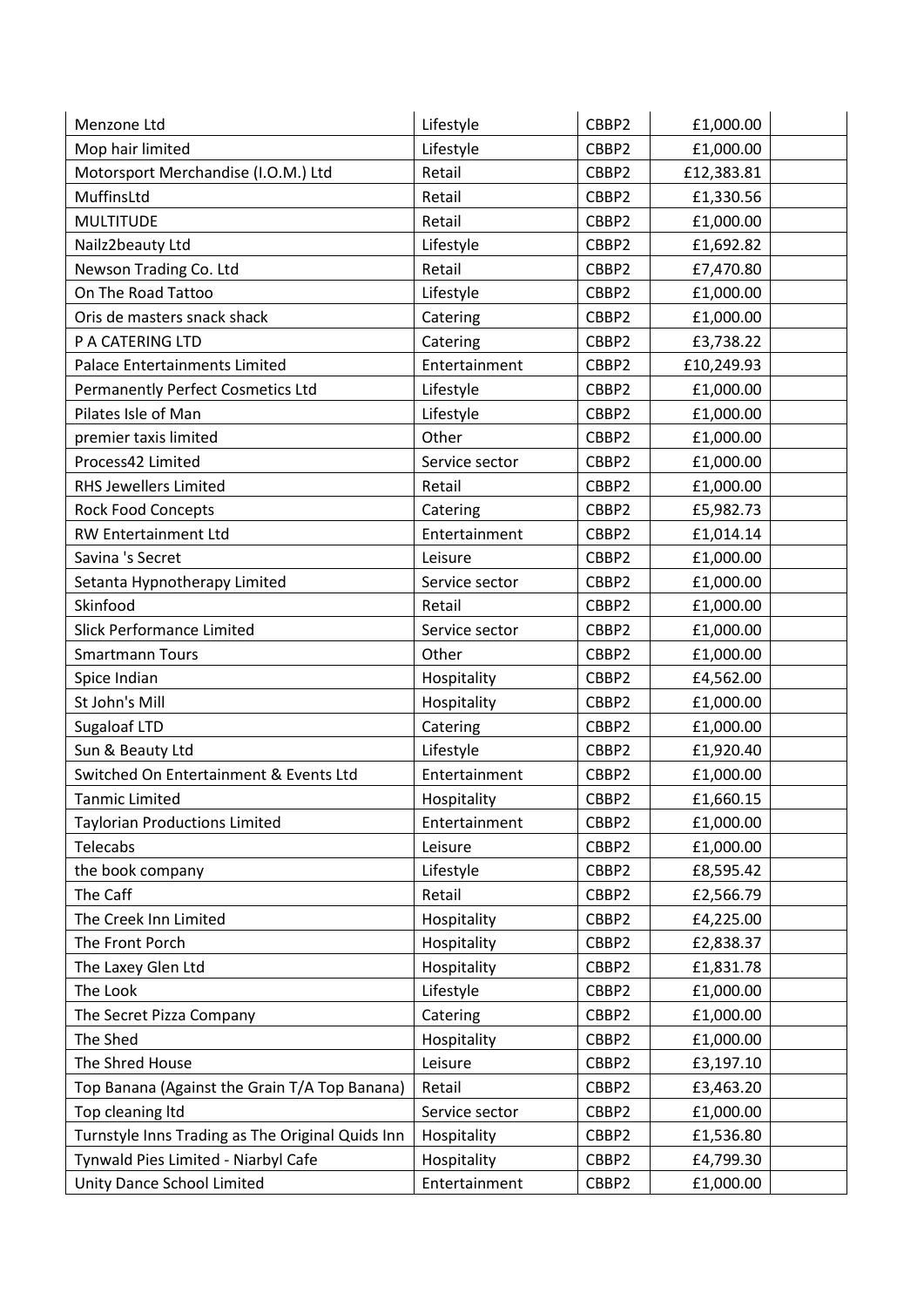| | | | | |
|---|---|---|---|---|
| Menzone Ltd | Lifestyle | CBBP2 | £1,000.00 | |
| Mop hair limited | Lifestyle | CBBP2 | £1,000.00 | |
| Motorsport Merchandise (I.O.M.) Ltd | Retail | CBBP2 | £12,383.81 | |
| MuffinsLtd | Retail | CBBP2 | £1,330.56 | |
| MULTITUDE | Retail | CBBP2 | £1,000.00 | |
| Nailz2beauty Ltd | Lifestyle | CBBP2 | £1,692.82 | |
| Newson Trading Co. Ltd | Retail | CBBP2 | £7,470.80 | |
| On The Road Tattoo | Lifestyle | CBBP2 | £1,000.00 | |
| Oris de masters snack shack | Catering | CBBP2 | £1,000.00 | |
| P A CATERING LTD | Catering | CBBP2 | £3,738.22 | |
| Palace Entertainments Limited | Entertainment | CBBP2 | £10,249.93 | |
| Permanently Perfect Cosmetics Ltd | Lifestyle | CBBP2 | £1,000.00 | |
| Pilates Isle of Man | Lifestyle | CBBP2 | £1,000.00 | |
| premier taxis limited | Other | CBBP2 | £1,000.00 | |
| Process42 Limited | Service sector | CBBP2 | £1,000.00 | |
| RHS Jewellers Limited | Retail | CBBP2 | £1,000.00 | |
| Rock Food Concepts | Catering | CBBP2 | £5,982.73 | |
| RW Entertainment Ltd | Entertainment | CBBP2 | £1,014.14 | |
| Savina 's Secret | Leisure | CBBP2 | £1,000.00 | |
| Setanta Hypnotherapy Limited | Service sector | CBBP2 | £1,000.00 | |
| Skinfood | Retail | CBBP2 | £1,000.00 | |
| Slick Performance Limited | Service sector | CBBP2 | £1,000.00 | |
| Smartmann Tours | Other | CBBP2 | £1,000.00 | |
| Spice Indian | Hospitality | CBBP2 | £4,562.00 | |
| St John's Mill | Hospitality | CBBP2 | £1,000.00 | |
| Sugaloaf LTD | Catering | CBBP2 | £1,000.00 | |
| Sun & Beauty Ltd | Lifestyle | CBBP2 | £1,920.40 | |
| Switched On Entertainment & Events Ltd | Entertainment | CBBP2 | £1,000.00 | |
| Tanmic Limited | Hospitality | CBBP2 | £1,660.15 | |
| Taylorian Productions Limited | Entertainment | CBBP2 | £1,000.00 | |
| Telecabs | Leisure | CBBP2 | £1,000.00 | |
| the book company | Lifestyle | CBBP2 | £8,595.42 | |
| The Caff | Retail | CBBP2 | £2,566.79 | |
| The Creek Inn Limited | Hospitality | CBBP2 | £4,225.00 | |
| The Front Porch | Hospitality | CBBP2 | £2,838.37 | |
| The Laxey Glen Ltd | Hospitality | CBBP2 | £1,831.78 | |
| The Look | Lifestyle | CBBP2 | £1,000.00 | |
| The Secret Pizza Company | Catering | CBBP2 | £1,000.00 | |
| The Shed | Hospitality | CBBP2 | £1,000.00 | |
| The Shred House | Leisure | CBBP2 | £3,197.10 | |
| Top Banana (Against the Grain T/A Top Banana) | Retail | CBBP2 | £3,463.20 | |
| Top cleaning ltd | Service sector | CBBP2 | £1,000.00 | |
| Turnstyle Inns Trading as The Original Quids Inn | Hospitality | CBBP2 | £1,536.80 | |
| Tynwald Pies Limited - Niarbyl Cafe | Hospitality | CBBP2 | £4,799.30 | |
| Unity Dance School Limited | Entertainment | CBBP2 | £1,000.00 | |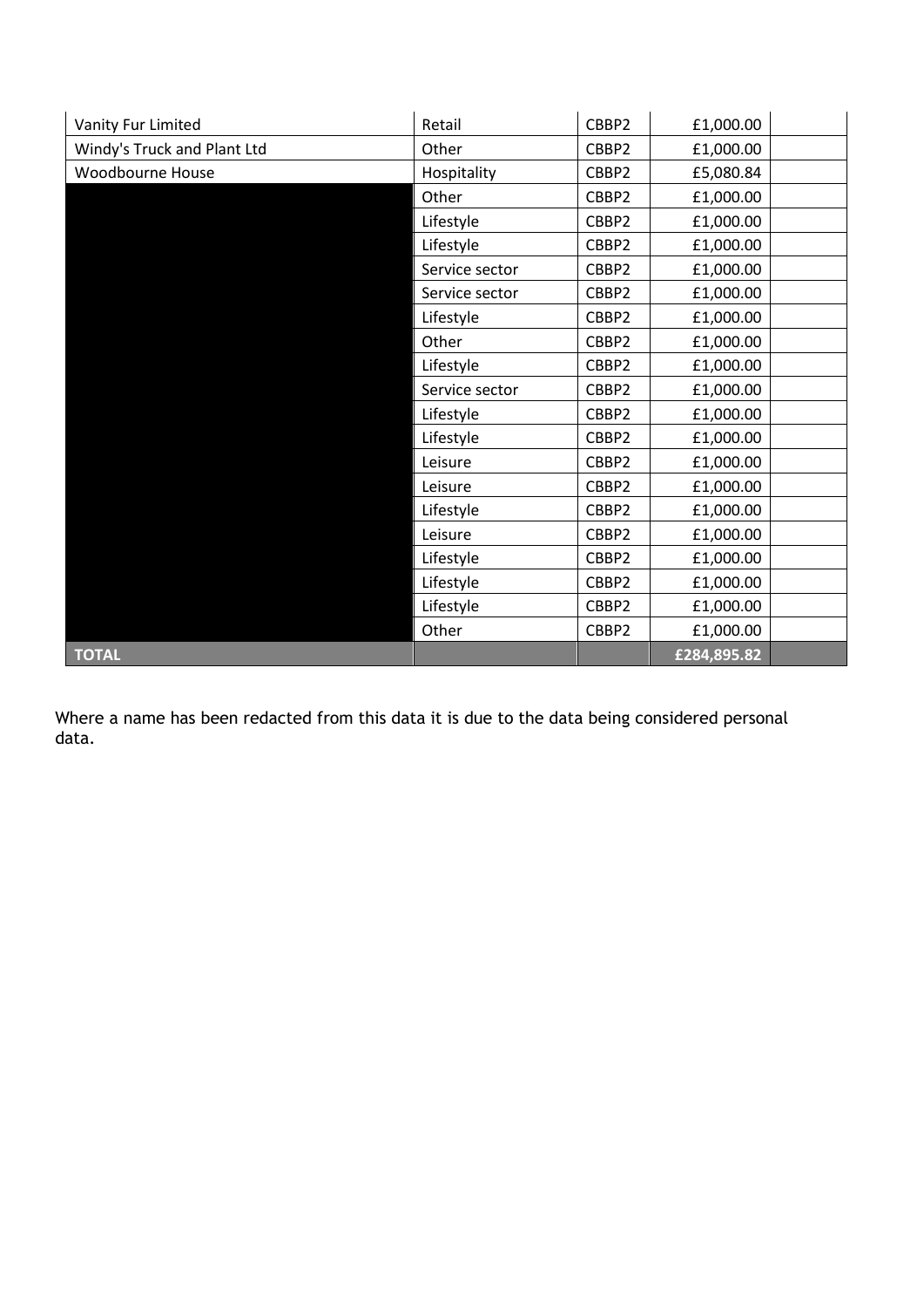| | | | | |
|---|---|---|---|---|
| Vanity Fur Limited | Retail | CBBP2 | £1,000.00 | |
| Windy's Truck and Plant Ltd | Other | CBBP2 | £1,000.00 | |
| Woodbourne House | Hospitality | CBBP2 | £5,080.84 | |
| | Other | CBBP2 | £1,000.00 | |
| | Lifestyle | CBBP2 | £1,000.00 | |
| | Lifestyle | CBBP2 | £1,000.00 | |
| | Service sector | CBBP2 | £1,000.00 | |
| | Service sector | CBBP2 | £1,000.00 | |
| | Lifestyle | CBBP2 | £1,000.00 | |
| | Other | CBBP2 | £1,000.00 | |
| | Lifestyle | CBBP2 | £1,000.00 | |
| | Service sector | CBBP2 | £1,000.00 | |
| | Lifestyle | CBBP2 | £1,000.00 | |
| | Lifestyle | CBBP2 | £1,000.00 | |
| | Leisure | CBBP2 | £1,000.00 | |
| | Leisure | CBBP2 | £1,000.00 | |
| | Lifestyle | CBBP2 | £1,000.00 | |
| | Leisure | CBBP2 | £1,000.00 | |
| | Lifestyle | CBBP2 | £1,000.00 | |
| | Lifestyle | CBBP2 | £1,000.00 | |
| | Lifestyle | CBBP2 | £1,000.00 | |
| | Other | CBBP2 | £1,000.00 | |
| **TOTAL** | | | **£284,895.82** | |

Where a name has been redacted from this data it is due to the data being considered personal data.